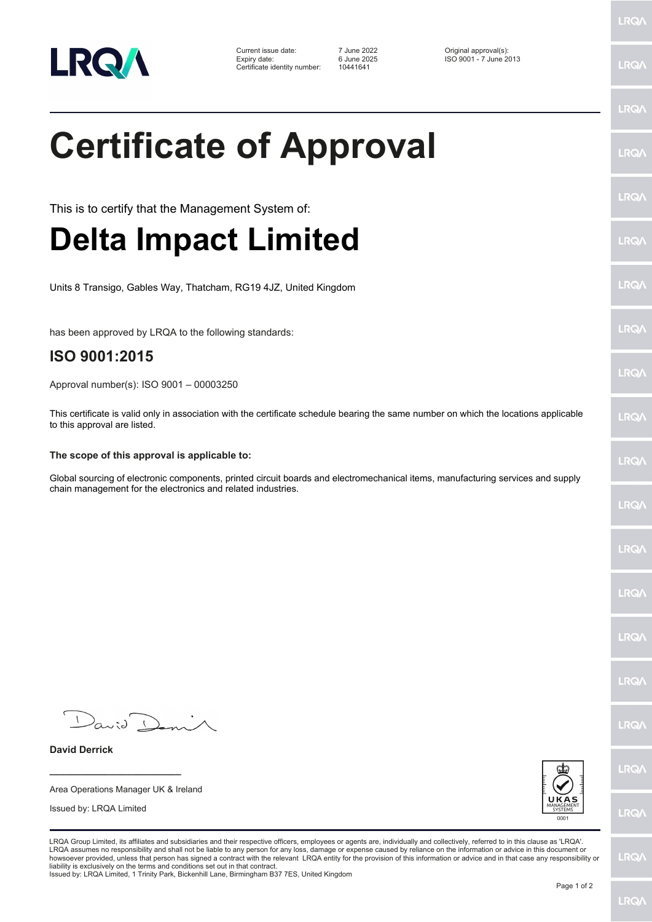LRQA

Current issue date: 7 June 2022
Expiry date: 6 June 2025
Certificate identity number: 10441641

Original approval(s):
ISO 9001 - 7 June 2013

# Certificate of Approval

This is to certify that the Management System of:

# Delta Impact Limited

Units 8 Transigo, Gables Way, Thatcham, RG19 4JZ, United Kingdom

has been approved by LRQA to the following standards:

## ISO 9001:2015

Approval number(s): ISO 9001 – 00003250

This certificate is valid only in association with the certificate schedule bearing the same number on which the locations applicable to this approval are listed.

**The scope of this approval is applicable to:**

Global sourcing of electronic components, printed circuit boards and electromechanical items, manufacturing services and supply chain management for the electronics and related industries.

**David Derrick**

Area Operations Manager UK & Ireland

Issued by: LRQA Limited

UKAS MANAGEMENT SYSTEMS 0001

LRQA Group Limited, its affiliates and subsidiaries and their respective officers, employees or agents are, individually and collectively, referred to in this clause as 'LRQA'. LRQA assumes no responsibility and shall not be liable to any person for any loss, damage or expense caused by reliance on the information or advice in this document or howsoever provided, unless that person has signed a contract with the relevant LRQA entity for the provision of this information or advice and in that case any responsibility or liability is exclusively on the terms and conditions set out in that contract.
Issued by: LRQA Limited, 1 Trinity Park, Bickenhill Lane, Birmingham B37 7ES, United Kingdom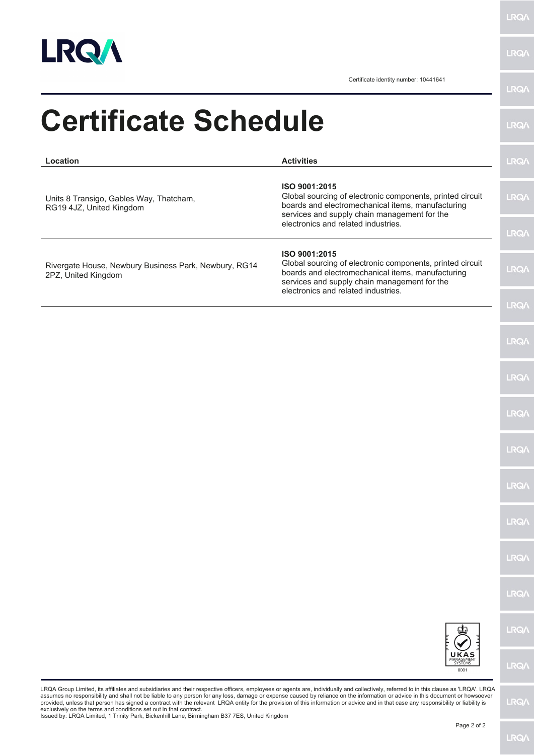Certificate identity number: 10441641

# Certificate Schedule

| Location | Activities |
| --- | --- |
| Units 8 Transigo, Gables Way, Thatcham, RG19 4JZ, United Kingdom | **ISO 9001:2015** Global sourcing of electronic components, printed circuit boards and electromechanical items, manufacturing services and supply chain management for the electronics and related industries. |
| Rivergate House, Newbury Business Park, Newbury, RG14 2PZ, United Kingdom | **ISO 9001:2015** Global sourcing of electronic components, printed circuit boards and electromechanical items, manufacturing services and supply chain management for the electronics and related industries. |

UKAS MANAGEMENT SYSTEMS 0001

LRQA Group Limited, its affiliates and subsidiaries and their respective officers, employees or agents are, individually and collectively, referred to in this clause as 'LRQA'. LRQA assumes no responsibility and shall not be liable to any person for any loss, damage or expense caused by reliance on the information or advice in this document or howsoever provided, unless that person has signed a contract with the relevant LRQA entity for the provision of this information or advice and in that case any responsibility or liability is exclusively on the terms and conditions set out in that contract.
Issued by: LRQA Limited, 1 Trinity Park, Bickenhill Lane, Birmingham B37 7ES, United Kingdom